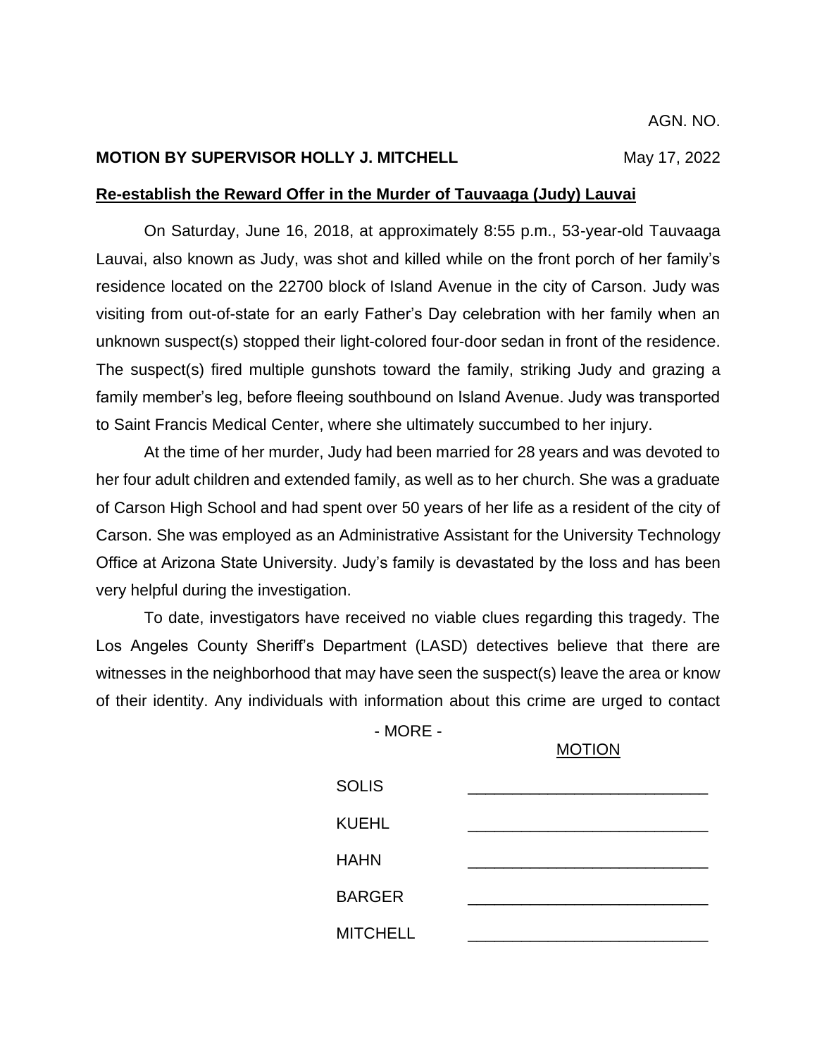AGN. NO.

**MOTION BY SUPERVISOR HOLLY J. MITCHELL** May 17, 2022

**Re-establish the Reward Offer in the Murder of Tauvaaga (Judy) Lauvai**

On Saturday, June 16, 2018, at approximately 8:55 p.m., 53-year-old Tauvaaga Lauvai, also known as Judy, was shot and killed while on the front porch of her family's residence located on the 22700 block of Island Avenue in the city of Carson. Judy was visiting from out-of-state for an early Father's Day celebration with her family when an unknown suspect(s) stopped their light-colored four-door sedan in front of the residence. The suspect(s) fired multiple gunshots toward the family, striking Judy and grazing a family member's leg, before fleeing southbound on Island Avenue. Judy was transported to Saint Francis Medical Center, where she ultimately succumbed to her injury.

At the time of her murder, Judy had been married for 28 years and was devoted to her four adult children and extended family, as well as to her church. She was a graduate of Carson High School and had spent over 50 years of her life as a resident of the city of Carson. She was employed as an Administrative Assistant for the University Technology Office at Arizona State University. Judy's family is devastated by the loss and has been very helpful during the investigation.

To date, investigators have received no viable clues regarding this tragedy. The Los Angeles County Sheriff's Department (LASD) detectives believe that there are witnesses in the neighborhood that may have seen the suspect(s) leave the area or know of their identity. Any individuals with information about this crime are urged to contact

- MORE -

| | MOTION |
|---|---|
| SOLIS | \_\_\_\_\_\_\_\_\_\_\_\_\_\_\_\_\_\_\_\_\_\_\_\_ |
| KUEHL | \_\_\_\_\_\_\_\_\_\_\_\_\_\_\_\_\_\_\_\_\_\_\_\_ |
| HAHN | \_\_\_\_\_\_\_\_\_\_\_\_\_\_\_\_\_\_\_\_\_\_\_\_ |
| BARGER | \_\_\_\_\_\_\_\_\_\_\_\_\_\_\_\_\_\_\_\_\_\_\_\_ |
| MITCHELL | \_\_\_\_\_\_\_\_\_\_\_\_\_\_\_\_\_\_\_\_\_\_\_\_ |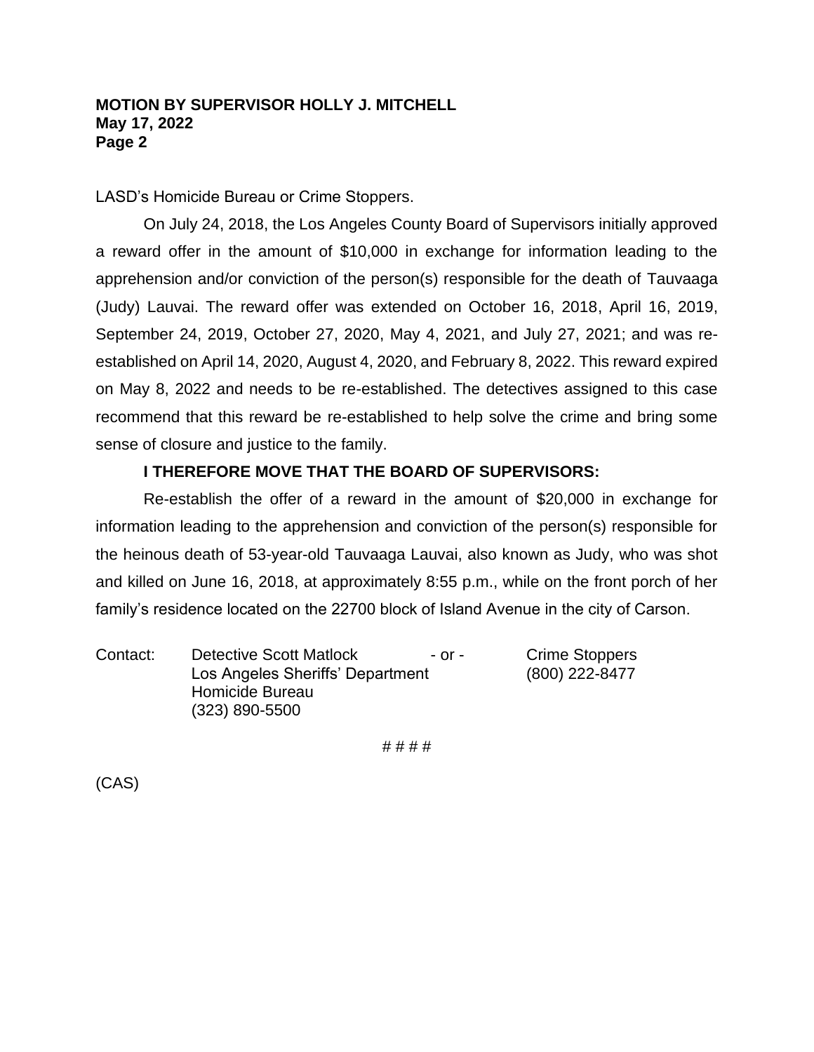LASD's Homicide Bureau or Crime Stoppers.

On July 24, 2018, the Los Angeles County Board of Supervisors initially approved a reward offer in the amount of $10,000 in exchange for information leading to the apprehension and/or conviction of the person(s) responsible for the death of Tauvaaga (Judy) Lauvai. The reward offer was extended on October 16, 2018, April 16, 2019, September 24, 2019, October 27, 2020, May 4, 2021, and July 27, 2021; and was re-established on April 14, 2020, August 4, 2020, and February 8, 2022. This reward expired on May 8, 2022 and needs to be re-established. The detectives assigned to this case recommend that this reward be re-established to help solve the crime and bring some sense of closure and justice to the family.

**I THEREFORE MOVE THAT THE BOARD OF SUPERVISORS:**

Re-establish the offer of a reward in the amount of $20,000 in exchange for information leading to the apprehension and conviction of the person(s) responsible for the heinous death of 53-year-old Tauvaaga Lauvai, also known as Judy, who was shot and killed on June 16, 2018, at approximately 8:55 p.m., while on the front porch of her family's residence located on the 22700 block of Island Avenue in the city of Carson.

| | | | |
|---|---|---|---|
| Contact: | Detective Scott Matlock<br>Los Angeles Sheriffs' Department<br>Homicide Bureau<br>(323) 890-5500 | - or - | Crime Stoppers<br>(800) 222-8477 |

# # # #

(CAS)